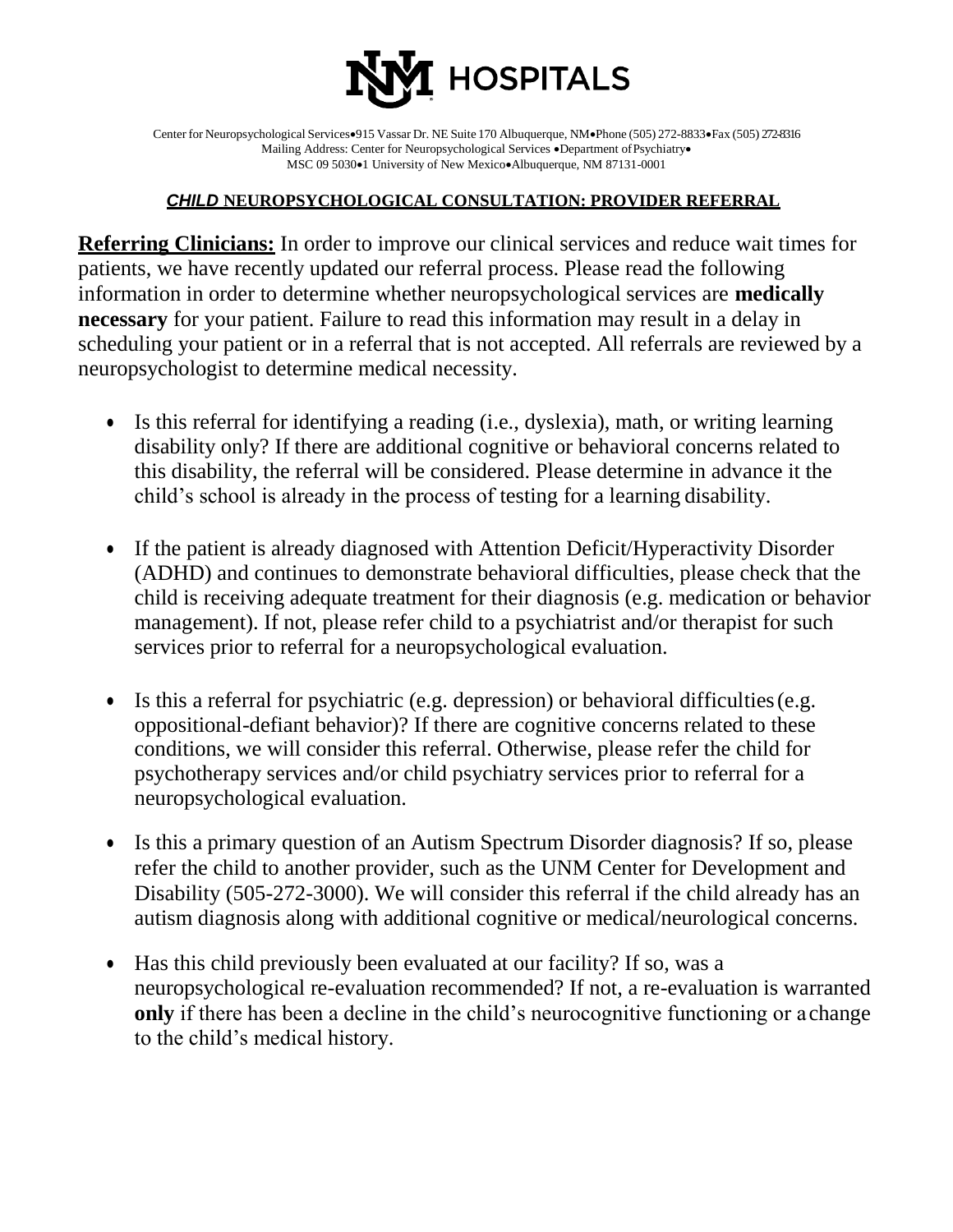# UNM HOSPITALS

Center for Neuropsychological Services•915 Vassar Dr. NE Suite 170 Albuquerque, NM•Phone (505) 272-8833•Fax (505) 272-8316
Mailing Address: Center for Neuropsychological Services •Department of Psychiatry•
MSC 09 5030•1 University of New Mexico•Albuquerque, NM 87131-0001

## ***CHILD* NEUROPSYCHOLOGICAL CONSULTATION: PROVIDER REFERRAL**

**Referring Clinicians:** In order to improve our clinical services and reduce wait times for patients, we have recently updated our referral process. Please read the following information in order to determine whether neuropsychological services are **medically necessary** for your patient. Failure to read this information may result in a delay in scheduling your patient or in a referral that is not accepted. All referrals are reviewed by a neuropsychologist to determine medical necessity.

- Is this referral for identifying a reading (i.e., dyslexia), math, or writing learning disability only? If there are additional cognitive or behavioral concerns related to this disability, the referral will be considered. Please determine in advance it the child's school is already in the process of testing for a learning disability.
- If the patient is already diagnosed with Attention Deficit/Hyperactivity Disorder (ADHD) and continues to demonstrate behavioral difficulties, please check that the child is receiving adequate treatment for their diagnosis (e.g. medication or behavior management). If not, please refer child to a psychiatrist and/or therapist for such services prior to referral for a neuropsychological evaluation.
- Is this a referral for psychiatric (e.g. depression) or behavioral difficulties (e.g. oppositional-defiant behavior)? If there are cognitive concerns related to these conditions, we will consider this referral. Otherwise, please refer the child for psychotherapy services and/or child psychiatry services prior to referral for a neuropsychological evaluation.
- Is this a primary question of an Autism Spectrum Disorder diagnosis? If so, please refer the child to another provider, such as the UNM Center for Development and Disability (505-272-3000). We will consider this referral if the child already has an autism diagnosis along with additional cognitive or medical/neurological concerns.
- Has this child previously been evaluated at our facility? If so, was a neuropsychological re-evaluation recommended? If not, a re-evaluation is warranted **only** if there has been a decline in the child's neurocognitive functioning or a change to the child's medical history.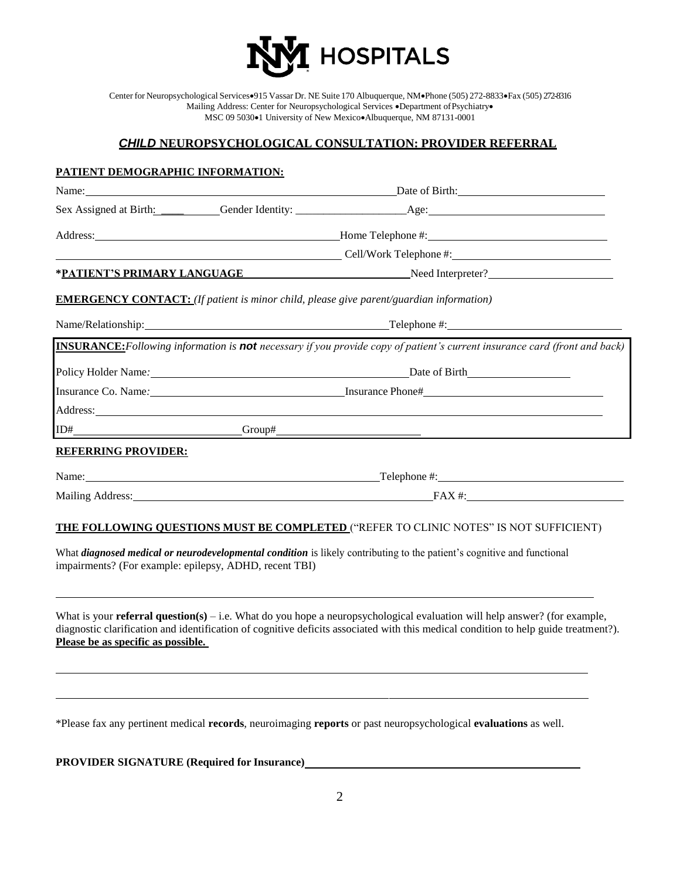UNM HOSPITALS

Center for Neuropsychological Services•915 Vassar Dr. NE Suite 170 Albuquerque, NM•Phone (505) 272-8833•Fax (505) 272-8316
Mailing Address: Center for Neuropsychological Services •Department of Psychiatry•
MSC 09 5030•1 University of New Mexico•Albuquerque, NM 87131-0001

## ***CHILD*** NEUROPSYCHOLOGICAL CONSULTATION: PROVIDER REFERRAL

### PATIENT DEMOGRAPHIC INFORMATION:

Name: ______________________________ Date of Birth: ______________________________

Sex Assigned at Birth: ______ Gender Identity: ____________________ Age: ______________________________

Address: ______________________________ Home Telephone #: ______________________________

______________________________ Cell/Work Telephone #: ______________________________

**\*PATIENT'S PRIMARY LANGUAGE** ______________________________ Need Interpreter? ______________________________

**EMERGENCY CONTACT:** *(If patient is minor child, please give parent/guardian information)*

Name/Relationship: ______________________________ Telephone #: ______________________________

**INSURANCE:** *Following information is **not** necessary if you provide copy of patient's current insurance card (front and back)*

Policy Holder Name: ______________________________ Date of Birth ______________________________

Insurance Co. Name: ______________________________ Insurance Phone# ______________________________

Address: ______________________________

ID# ______________________________ Group# ______________________________

### REFERRING PROVIDER:

Name: ______________________________ Telephone #: ______________________________

Mailing Address: ______________________________ FAX #: ______________________________

**THE FOLLOWING QUESTIONS MUST BE COMPLETED** ("REFER TO CLINIC NOTES" IS NOT SUFFICIENT)

What ***diagnosed medical or neurodevelopmental condition*** is likely contributing to the patient's cognitive and functional impairments? (For example: epilepsy, ADHD, recent TBI)

______________________________

What is your **referral question(s)** – i.e. What do you hope a neuropsychological evaluation will help answer? (for example, diagnostic clarification and identification of cognitive deficits associated with this medical condition to help guide treatment?). **Please be as specific as possible.**

______________________________

______________________________

\*Please fax any pertinent medical **records**, neuroimaging **reports** or past neuropsychological **evaluations** as well.

**PROVIDER SIGNATURE (Required for Insurance)** ______________________________